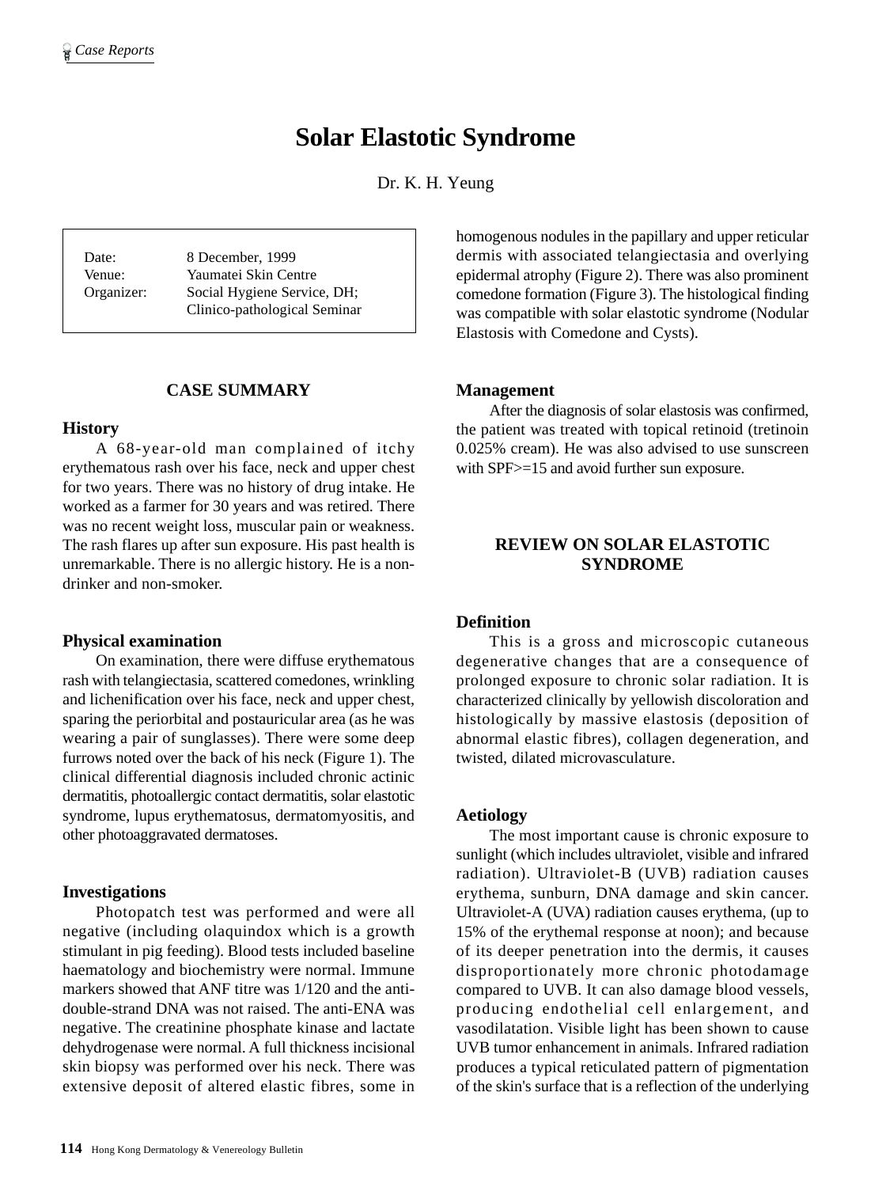# Solar Elastotic Syndrome

Dr. K. H. Yeung

| | |
|---|---|
| Date: | 8 December, 1999 |
| Venue: | Yaumatei Skin Centre |
| Organizer: | Social Hygiene Service, DH; Clinico-pathological Seminar |

## CASE SUMMARY

### History

A 68-year-old man complained of itchy erythematous rash over his face, neck and upper chest for two years. There was no history of drug intake. He worked as a farmer for 30 years and was retired. There was no recent weight loss, muscular pain or weakness. The rash flares up after sun exposure. His past health is unremarkable. There is no allergic history. He is a non-drinker and non-smoker.

### Physical examination

On examination, there were diffuse erythematous rash with telangiectasia, scattered comedones, wrinkling and lichenification over his face, neck and upper chest, sparing the periorbital and postauricular area (as he was wearing a pair of sunglasses). There were some deep furrows noted over the back of his neck (Figure 1). The clinical differential diagnosis included chronic actinic dermatitis, photoallergic contact dermatitis, solar elastotic syndrome, lupus erythematosus, dermatomyositis, and other photoaggravated dermatoses.

### Investigations

Photopatch test was performed and were all negative (including olaquindox which is a growth stimulant in pig feeding). Blood tests included baseline haematology and biochemistry were normal. Immune markers showed that ANF titre was 1/120 and the anti-double-strand DNA was not raised. The anti-ENA was negative. The creatinine phosphate kinase and lactate dehydrogenase were normal. A full thickness incisional skin biopsy was performed over his neck. There was extensive deposit of altered elastic fibres, some in homogenous nodules in the papillary and upper reticular dermis with associated telangiectasia and overlying epidermal atrophy (Figure 2). There was also prominent comedone formation (Figure 3). The histological finding was compatible with solar elastotic syndrome (Nodular Elastosis with Comedone and Cysts).

### Management

After the diagnosis of solar elastosis was confirmed, the patient was treated with topical retinoid (tretinoin 0.025% cream). He was also advised to use sunscreen with SPF>=15 and avoid further sun exposure.

## REVIEW ON SOLAR ELASTOTIC SYNDROME

### Definition

This is a gross and microscopic cutaneous degenerative changes that are a consequence of prolonged exposure to chronic solar radiation. It is characterized clinically by yellowish discoloration and histologically by massive elastosis (deposition of abnormal elastic fibres), collagen degeneration, and twisted, dilated microvasculature.

### Aetiology

The most important cause is chronic exposure to sunlight (which includes ultraviolet, visible and infrared radiation). Ultraviolet-B (UVB) radiation causes erythema, sunburn, DNA damage and skin cancer. Ultraviolet-A (UVA) radiation causes erythema, (up to 15% of the erythemal response at noon); and because of its deeper penetration into the dermis, it causes disproportionately more chronic photodamage compared to UVB. It can also damage blood vessels, producing endothelial cell enlargement, and vasodilatation. Visible light has been shown to cause UVB tumor enhancement in animals. Infrared radiation produces a typical reticulated pattern of pigmentation of the skin's surface that is a reflection of the underlying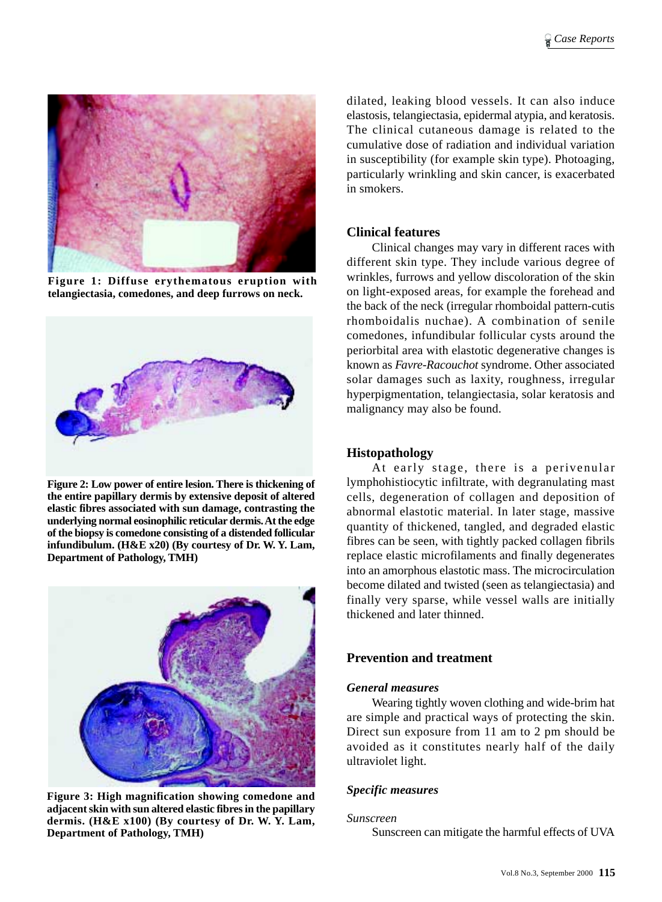Figure 1: Diffuse erythematous eruption with telangiectasia, comedones, and deep furrows on neck.

Figure 2: Low power of entire lesion. There is thickening of the entire papillary dermis by extensive deposit of altered elastic fibres associated with sun damage, contrasting the underlying normal eosinophilic reticular dermis. At the edge of the biopsy is comedone consisting of a distended follicular infundibulum. (H&E x20) (By courtesy of Dr. W. Y. Lam, Department of Pathology, TMH)

Figure 3: High magnification showing comedone and adjacent skin with sun altered elastic fibres in the papillary dermis. (H&E x100) (By courtesy of Dr. W. Y. Lam, Department of Pathology, TMH)

dilated, leaking blood vessels. It can also induce elastosis, telangiectasia, epidermal atypia, and keratosis. The clinical cutaneous damage is related to the cumulative dose of radiation and individual variation in susceptibility (for example skin type). Photoaging, particularly wrinkling and skin cancer, is exacerbated in smokers.

### Clinical features

Clinical changes may vary in different races with different skin type. They include various degree of wrinkles, furrows and yellow discoloration of the skin on light-exposed areas, for example the forehead and the back of the neck (irregular rhomboidal pattern-cutis rhomboidalis nuchae). A combination of senile comedones, infundibular follicular cysts around the periorbital area with elastotic degenerative changes is known as *Favre-Racouchot* syndrome. Other associated solar damages such as laxity, roughness, irregular hyperpigmentation, telangiectasia, solar keratosis and malignancy may also be found.

### Histopathology

At early stage, there is a perivenular lymphohistiocytic infiltrate, with degranulating mast cells, degeneration of collagen and deposition of abnormal elastotic material. In later stage, massive quantity of thickened, tangled, and degraded elastic fibres can be seen, with tightly packed collagen fibrils replace elastic microfilaments and finally degenerates into an amorphous elastotic mass. The microcirculation become dilated and twisted (seen as telangiectasia) and finally very sparse, while vessel walls are initially thickened and later thinned.

### Prevention and treatment

#### *General measures*

Wearing tightly woven clothing and wide-brim hat are simple and practical ways of protecting the skin. Direct sun exposure from 11 am to 2 pm should be avoided as it constitutes nearly half of the daily ultraviolet light.

#### *Specific measures*

*Sunscreen*

Sunscreen can mitigate the harmful effects of UVA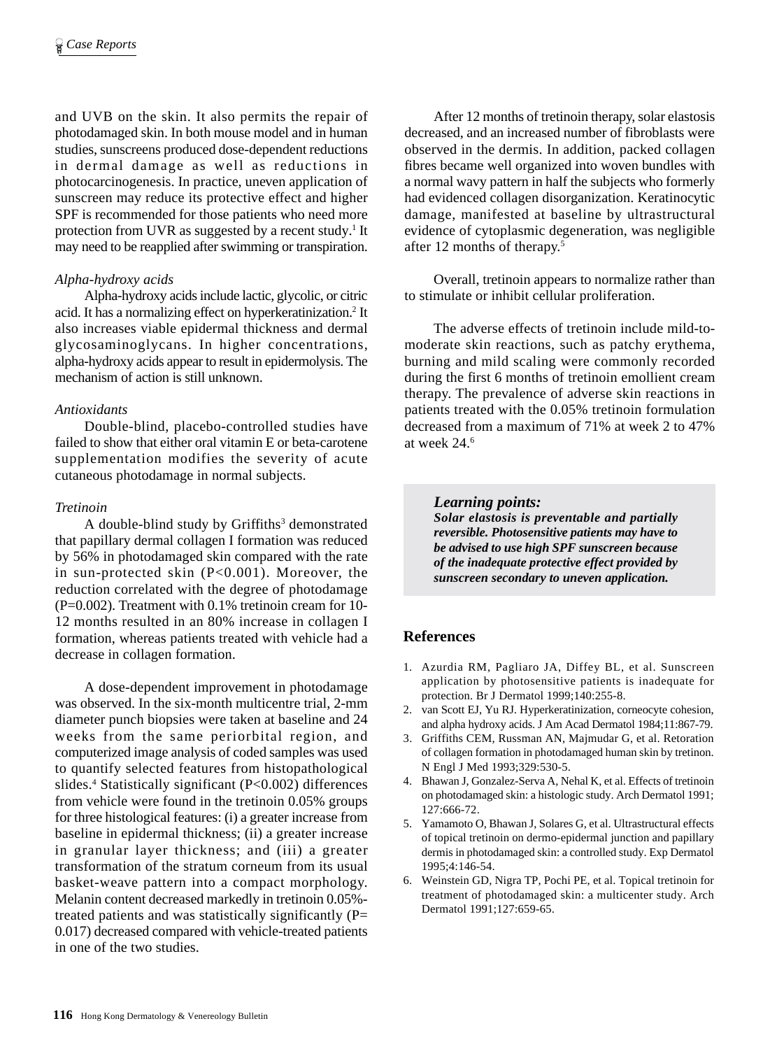and UVB on the skin. It also permits the repair of photodamaged skin. In both mouse model and in human studies, sunscreens produced dose-dependent reductions in dermal damage as well as reductions in photocarcinogenesis. In practice, uneven application of sunscreen may reduce its protective effect and higher SPF is recommended for those patients who need more protection from UVR as suggested by a recent study.[1] It may need to be reapplied after swimming or transpiration.

*Alpha-hydroxy acids*

Alpha-hydroxy acids include lactic, glycolic, or citric acid. It has a normalizing effect on hyperkeratinization.[2] It also increases viable epidermal thickness and dermal glycosaminoglycans. In higher concentrations, alpha-hydroxy acids appear to result in epidermolysis. The mechanism of action is still unknown.

*Antioxidants*

Double-blind, placebo-controlled studies have failed to show that either oral vitamin E or beta-carotene supplementation modifies the severity of acute cutaneous photodamage in normal subjects.

*Tretinoin*

A double-blind study by Griffiths[3] demonstrated that papillary dermal collagen I formation was reduced by 56% in photodamaged skin compared with the rate in sun-protected skin ($P<0.001$). Moreover, the reduction correlated with the degree of photodamage ($P=0.002$). Treatment with 0.1% tretinoin cream for 10-12 months resulted in an 80% increase in collagen I formation, whereas patients treated with vehicle had a decrease in collagen formation.

A dose-dependent improvement in photodamage was observed. In the six-month multicentre trial, 2-mm diameter punch biopsies were taken at baseline and 24 weeks from the same periorbital region, and computerized image analysis of coded samples was used to quantify selected features from histopathological slides.[4] Statistically significant ($P<0.002$) differences from vehicle were found in the tretinoin 0.05% groups for three histological features: (i) a greater increase from baseline in epidermal thickness; (ii) a greater increase in granular layer thickness; and (iii) a greater transformation of the stratum corneum from its usual basket-weave pattern into a compact morphology. Melanin content decreased markedly in tretinoin 0.05%-treated patients and was statistically significantly ($P= 0.017$) decreased compared with vehicle-treated patients in one of the two studies.

After 12 months of tretinoin therapy, solar elastosis decreased, and an increased number of fibroblasts were observed in the dermis. In addition, packed collagen fibres became well organized into woven bundles with a normal wavy pattern in half the subjects who formerly had evidenced collagen disorganization. Keratinocytic damage, manifested at baseline by ultrastructural evidence of cytoplasmic degeneration, was negligible after 12 months of therapy.[5]

Overall, tretinoin appears to normalize rather than to stimulate or inhibit cellular proliferation.

The adverse effects of tretinoin include mild-to-moderate skin reactions, such as patchy erythema, burning and mild scaling were commonly recorded during the first 6 months of tretinoin emollient cream therapy. The prevalence of adverse skin reactions in patients treated with the 0.05% tretinoin formulation decreased from a maximum of 71% at week 2 to 47% at week 24.[6]

***Learning points:***

***Solar elastosis is preventable and partially reversible. Photosensitive patients may have to be advised to use high SPF sunscreen because of the inadequate protective effect provided by sunscreen secondary to uneven application.***

## References

1. Azurdia RM, Pagliaro JA, Diffey BL, et al. Sunscreen application by photosensitive patients is inadequate for protection. Br J Dermatol 1999;140:255-8.
2. van Scott EJ, Yu RJ. Hyperkeratinization, corneocyte cohesion, and alpha hydroxy acids. J Am Acad Dermatol 1984;11:867-79.
3. Griffiths CEM, Russman AN, Majmudar G, et al. Retoration of collagen formation in photodamaged human skin by tretinon. N Engl J Med 1993;329:530-5.
4. Bhawan J, Gonzalez-Serva A, Nehal K, et al. Effects of tretinoin on photodamaged skin: a histologic study. Arch Dermatol 1991; 127:666-72.
5. Yamamoto O, Bhawan J, Solares G, et al. Ultrastructural effects of topical tretinoin on dermo-epidermal junction and papillary dermis in photodamaged skin: a controlled study. Exp Dermatol 1995;4:146-54.
6. Weinstein GD, Nigra TP, Pochi PE, et al. Topical tretinoin for treatment of photodamaged skin: a multicenter study. Arch Dermatol 1991;127:659-65.